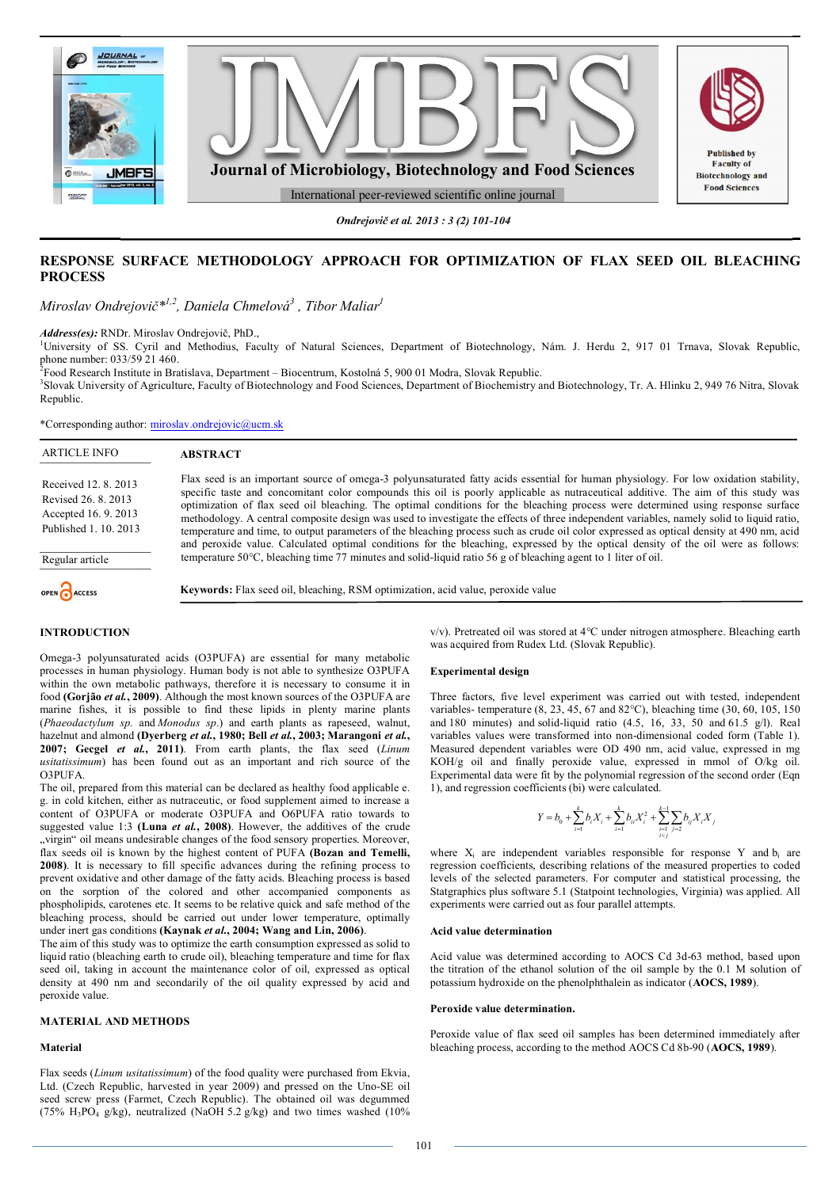# RESPONSE SURFACE METHODOLOGY APPROACH FOR OPTIMIZATION OF FLAX SEED OIL BLEACHING PROCESS

*Miroslav Ondrejovič*[1,2], Daniela Chmelová[3], Tibor Maliar[1]*

***Address(es):*** RNDr. Miroslav Ondrejovič, PhD.,
[1]University of SS. Cyril and Methodius, Faculty of Natural Sciences, Department of Biotechnology, Nám. J. Herdu 2, 917 01 Trnava, Slovak Republic, phone number: 033/59 21 460.
[2]Food Research Institute in Bratislava, Department – Biocentrum, Kostolná 5, 900 01 Modra, Slovak Republic.
[3]Slovak University of Agriculture, Faculty of Biotechnology and Food Sciences, Department of Biochemistry and Biotechnology, Tr. A. Hlinku 2, 949 76 Nitra, Slovak Republic.

*Corresponding author: miroslav.ondrejovic@ucm.sk

| ARTICLE INFO |
|---|
| Received 12. 8. 2013 |
| Revised 26. 8. 2013 |
| Accepted 16. 9. 2013 |
| Published 1. 10. 2013 |
| Regular article |

OPEN ACCESS

## ABSTRACT

Flax seed is an important source of omega-3 polyunsaturated fatty acids essential for human physiology. For low oxidation stability, specific taste and concomitant color compounds this oil is poorly applicable as nutraceutical additive. The aim of this study was optimization of flax seed oil bleaching. The optimal conditions for the bleaching process were determined using response surface methodology. A central composite design was used to investigate the effects of three independent variables, namely solid to liquid ratio, temperature and time, to output parameters of the bleaching process such as crude oil color expressed as optical density at 490 nm, acid and peroxide value. Calculated optimal conditions for the bleaching, expressed by the optical density of the oil were as follows: temperature 50°C, bleaching time 77 minutes and solid-liquid ratio 56 g of bleaching agent to 1 liter of oil.

**Keywords:** Flax seed oil, bleaching, RSM optimization, acid value, peroxide value

## INTRODUCTION

Omega-3 polyunsaturated acids (O3PUFA) are essential for many metabolic processes in human physiology. Human body is not able to synthesize O3PUFA within the own metabolic pathways, therefore it is necessary to consume it in food **(Gorjão *et al.*, 2009)**. Although the most known sources of the O3PUFA are marine fishes, it is possible to find these lipids in plenty marine plants (*Phaeodactylum sp.* and *Monodus sp.*) and earth plants as rapeseed, walnut, hazelnut and almond **(Dyerberg *et al.*, 1980; Bell *et al.*, 2003; Marangoni *et al.*, 2007; Gecgel *et al.*, 2011)**. From earth plants, the flax seed (*Linum usitatissimum*) has been found out as an important and rich source of the O3PUFA.

The oil, prepared from this material can be declared as healthy food applicable e. g. in cold kitchen, either as nutraceutic, or food supplement aimed to increase a content of O3PUFA or moderate O3PUFA and O6PUFA ratio towards to suggested value 1:3 **(Luna *et al.*, 2008)**. However, the additives of the crude „virgin" oil means undesirable changes of the food sensory properties. Moreover, flax seeds oil is known by the highest content of PUFA **(Bozan and Temelli, 2008)**. It is necessary to fill specific advances during the refining process to prevent oxidative and other damage of the fatty acids. Bleaching process is based on the sorption of the colored and other accompanied components as phospholipids, carotenes etc. It seems to be relative quick and safe method of the bleaching process, should be carried out under lower temperature, optimally under inert gas conditions **(Kaynak *et al.*, 2004; Wang and Lin, 2006)**.

The aim of this study was to optimize the earth consumption expressed as solid to liquid ratio (bleaching earth to crude oil), bleaching temperature and time for flax seed oil, taking in account the maintenance color of oil, expressed as optical density at 490 nm and secondarily of the oil quality expressed by acid and peroxide value.

## MATERIAL AND METHODS

### Material

Flax seeds (*Linum usitatissimum*) of the food quality were purchased from Ekvia, Ltd. (Czech Republic, harvested in year 2009) and pressed on the Uno-SE oil seed screw press (Farmet, Czech Republic). The obtained oil was degummed (75% $H_3PO_4$ g/kg), neutralized (NaOH 5.2 g/kg) and two times washed (10% v/v). Pretreated oil was stored at 4°C under nitrogen atmosphere. Bleaching earth was acquired from Rudex Ltd. (Slovak Republic).

### Experimental design

Three factors, five level experiment was carried out with tested, independent variables- temperature (8, 23, 45, 67 and 82°C), bleaching time (30, 60, 105, 150 and 180 minutes) and solid-liquid ratio (4.5, 16, 33, 50 and 61.5 g/l). Real variables values were transformed into non-dimensional coded form (Table 1). Measured dependent variables were OD 490 nm, acid value, expressed in mg KOH/g oil and finally peroxide value, expressed in mmol of O/kg oil. Experimental data were fit by the polynomial regression of the second order (Eqn 1), and regression coefficients (bi) were calculated.

$$Y = b_0 + \sum_{i=1}^{k} b_i X_i + \sum_{i=1}^{k} b_{ii} X_i^2 + \sum_{\substack{i=1 \\ i<j}}^{k-1} \sum_{j=2}^{k} b_{ij} X_i X_j$$

where $X_i$ are independent variables responsible for response Y and $b_i$ are regression coefficients, describing relations of the measured properties to coded levels of the selected parameters. For computer and statistical processing, the Statgraphics plus software 5.1 (Statpoint technologies, Virginia) was applied. All experiments were carried out as four parallel attempts.

### Acid value determination

Acid value was determined according to AOCS Cd 3d-63 method, based upon the titration of the ethanol solution of the oil sample by the 0.1 M solution of potassium hydroxide on the phenolphthalein as indicator (**AOCS, 1989**).

### Peroxide value determination.

Peroxide value of flax seed oil samples has been determined immediately after bleaching process, according to the method AOCS Cd 8b-90 (**AOCS, 1989**).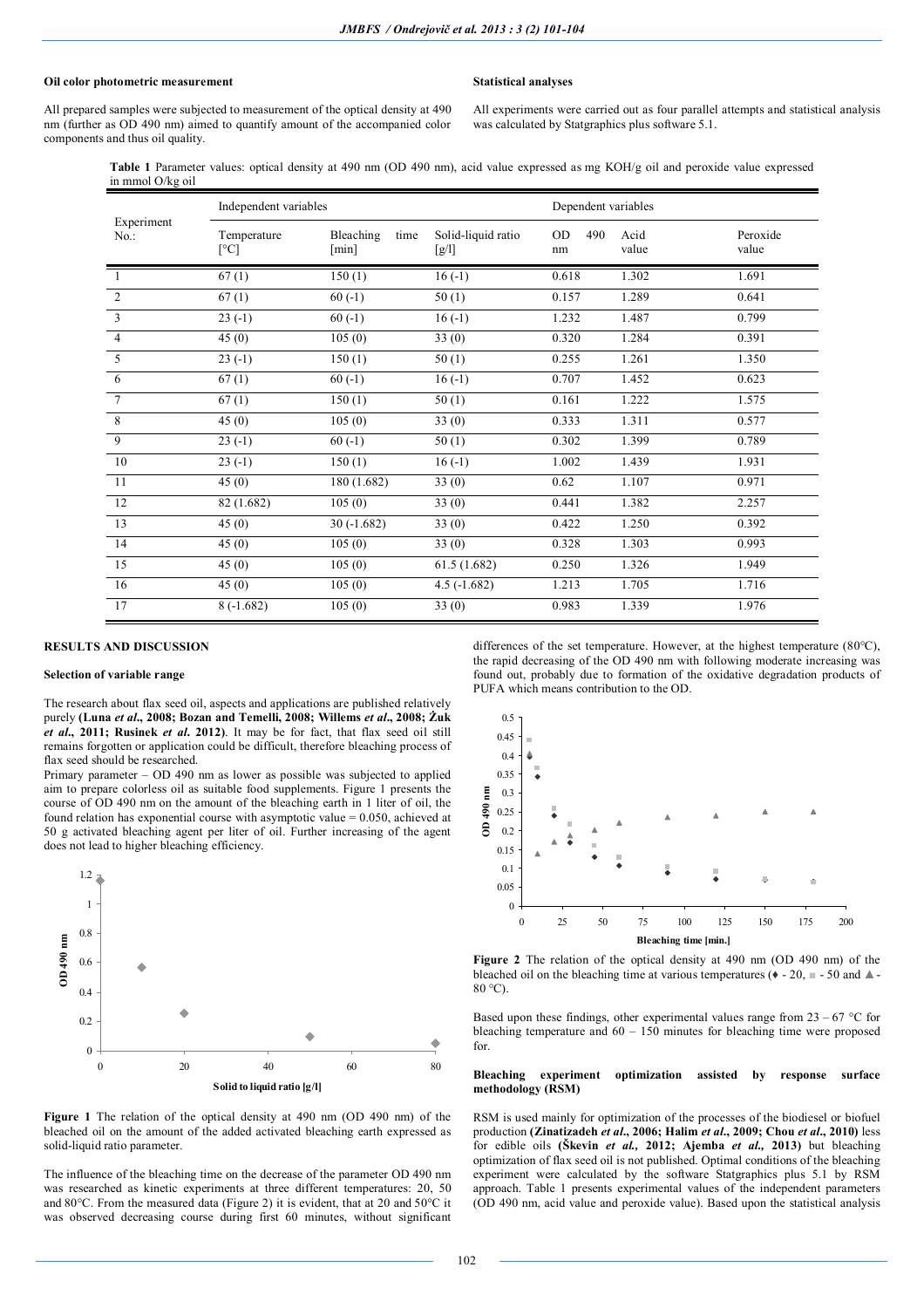**Oil color photometric measurement**

All prepared samples were subjected to measurement of the optical density at 490 nm (further as OD 490 nm) aimed to quantify amount of the accompanied color components and thus oil quality.

**Statistical analyses**

All experiments were carried out as four parallel attempts and statistical analysis was calculated by Statgraphics plus software 5.1.

**Table 1** Parameter values: optical density at 490 nm (OD 490 nm), acid value expressed as mg KOH/g oil and peroxide value expressed in mmol O/kg oil

| Experiment No.: | Independent variables | | | Dependent variables | | |
|---|---|---|---|---|---|---|
| | Temperature [°C] | Bleaching time [min] | Solid-liquid ratio [g/l] | OD 490 nm | Acid value | Peroxide value |
| 1 | 67 (1) | 150 (1) | 16 (-1) | 0.618 | 1.302 | 1.691 |
| 2 | 67 (1) | 60 (-1) | 50 (1) | 0.157 | 1.289 | 0.641 |
| 3 | 23 (-1) | 60 (-1) | 16 (-1) | 1.232 | 1.487 | 0.799 |
| 4 | 45 (0) | 105 (0) | 33 (0) | 0.320 | 1.284 | 0.391 |
| 5 | 23 (-1) | 150 (1) | 50 (1) | 0.255 | 1.261 | 1.350 |
| 6 | 67 (1) | 60 (-1) | 16 (-1) | 0.707 | 1.452 | 0.623 |
| 7 | 67 (1) | 150 (1) | 50 (1) | 0.161 | 1.222 | 1.575 |
| 8 | 45 (0) | 105 (0) | 33 (0) | 0.333 | 1.311 | 0.577 |
| 9 | 23 (-1) | 60 (-1) | 50 (1) | 0.302 | 1.399 | 0.789 |
| 10 | 23 (-1) | 150 (1) | 16 (-1) | 1.002 | 1.439 | 1.931 |
| 11 | 45 (0) | 180 (1.682) | 33 (0) | 0.62 | 1.107 | 0.971 |
| 12 | 82 (1.682) | 105 (0) | 33 (0) | 0.441 | 1.382 | 2.257 |
| 13 | 45 (0) | 30 (-1.682) | 33 (0) | 0.422 | 1.250 | 0.392 |
| 14 | 45 (0) | 105 (0) | 33 (0) | 0.328 | 1.303 | 0.993 |
| 15 | 45 (0) | 105 (0) | 61.5 (1.682) | 0.250 | 1.326 | 1.949 |
| 16 | 45 (0) | 105 (0) | 4.5 (-1.682) | 1.213 | 1.705 | 1.716 |
| 17 | 8 (-1.682) | 105 (0) | 33 (0) | 0.983 | 1.339 | 1.976 |

## RESULTS AND DISCUSSION

### Selection of variable range

The research about flax seed oil, aspects and applications are published relatively purely **(Luna *et al*., 2008; Bozan and Temelli, 2008; Willems *et al*., 2008; Żuk *et al*., 2011; Rusinek *et al*. 2012)**. It may be for fact, that flax seed oil still remains forgotten or application could be difficult, therefore bleaching process of flax seed should be researched.

Primary parameter – OD 490 nm as lower as possible was subjected to applied aim to prepare colorless oil as suitable food supplements. Figure 1 presents the course of OD 490 nm on the amount of the bleaching earth in 1 liter of oil, the found relation has exponential course with asymptotic value = 0.050, achieved at 50 g activated bleaching agent per liter of oil. Further increasing of the agent does not lead to higher bleaching efficiency.

**Figure 1** The relation of the optical density at 490 nm (OD 490 nm) of the bleached oil on the amount of the added activated bleaching earth expressed as solid-liquid ratio parameter.

The influence of the bleaching time on the decrease of the parameter OD 490 nm was researched as kinetic experiments at three different temperatures: 20, 50 and 80°C. From the measured data (Figure 2) it is evident, that at 20 and 50°C it was observed decreasing course during first 60 minutes, without significant differences of the set temperature. However, at the highest temperature (80°C), the rapid decreasing of the OD 490 nm with following moderate increasing was found out, probably due to formation of the oxidative degradation products of PUFA which means contribution to the OD.

**Figure 2** The relation of the optical density at 490 nm (OD 490 nm) of the bleached oil on the bleaching time at various temperatures (♦ - 20, ■ - 50 and ▲ - 80 °C).

Based upon these findings, other experimental values range from 23 – 67 °C for bleaching temperature and 60 – 150 minutes for bleaching time were proposed for.

### Bleaching experiment optimization assisted by response surface methodology (RSM)

RSM is used mainly for optimization of the processes of the biodiesel or biofuel production **(Zinatizadeh *et al*., 2006; Halim *et al*., 2009; Chou *et al*., 2010)** less for edible oils **(Škevin *et al*., 2012; Ajemba *et al*., 2013)** but bleaching optimization of flax seed oil is not published. Optimal conditions of the bleaching experiment were calculated by the software Statgraphics plus 5.1 by RSM approach. Table 1 presents experimental values of the independent parameters (OD 490 nm, acid value and peroxide value). Based upon the statistical analysis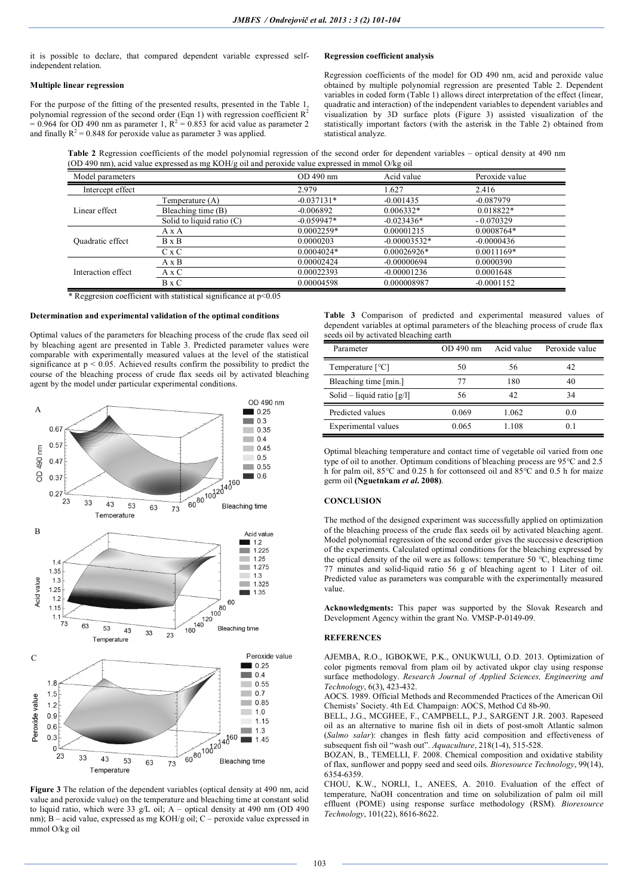it is possible to declare, that compared dependent variable expressed self-independent relation.

### Multiple linear regression

For the purpose of the fitting of the presented results, presented in the Table 1, polynomial regression of the second order (Eqn 1) with regression coefficient $R^2 = 0.964$ for OD 490 nm as parameter 1, $R^2 = 0.853$ for acid value as parameter 2 and finally $R^2 = 0.848$ for peroxide value as parameter 3 was applied.

### Regression coefficient analysis

Regression coefficients of the model for OD 490 nm, acid and peroxide value obtained by multiple polynomial regression are presented Table 2. Dependent variables in coded form (Table 1) allows direct interpretation of the effect (linear, quadratic and interaction) of the independent variables to dependent variables and visualization by 3D surface plots (Figure 3) assisted visualization of the statistically important factors (with the asterisk in the Table 2) obtained from statistical analyze.

**Table 2** Regression coefficients of the model polynomial regression of the second order for dependent variables – optical density at 490 nm (OD 490 nm), acid value expressed as mg KOH/g oil and peroxide value expressed in mmol O/kg oil

| Model parameters | | OD 490 nm | Acid value | Peroxide value |
|---|---|---|---|---|
| Intercept effect | | 2.979 | 1.627 | 2.416 |
| Linear effect | Temperature (A) | -0.037131* | -0.001435 | -0.087979 |
| | Bleaching time (B) | -0.006892 | 0.006332* | 0.018822* |
| | Solid to liquid ratio (C) | -0.059947* | -0.023436* | - 0.070329 |
| Quadratic effect | A x A | 0.0002259* | 0.00001215 | 0.0008764* |
| | B x B | 0.0000203 | -0.00003532* | -0.0000436 |
| | C x C | 0.0004024* | 0.00026926* | 0.0011169* |
| Interaction effect | A x B | 0.00002424 | -0.00000694 | 0.0000390 |
| | A x C | 0.00022393 | -0.00001236 | 0.0001648 |
| | B x C | 0.00004598 | 0.000008987 | -0.0001152 |

\* Reggresion coefficient with statistical significance at $p<0.05$

### Determination and experimental validation of the optimal conditions

Optimal values of the parameters for bleaching process of the crude flax seed oil by bleaching agent are presented in Table 3. Predicted parameter values were comparable with experimentally measured values at the level of the statistical significance at $p < 0.05$. Achieved results confirm the possibility to predict the course of the bleaching process of crude flax seeds oil by activated bleaching agent by the model under particular experimental conditions.

**Figure 3** The relation of the dependent variables (optical density at 490 nm, acid value and peroxide value) on the temperature and bleaching time at constant solid to liquid ratio, which were 33 g/L oil; A – optical density at 490 nm (OD 490 nm); B – acid value, expressed as mg KOH/g oil; C – peroxide value expressed in mmol O/kg oil

**Table 3** Comparison of predicted and experimental measured values of dependent variables at optimal parameters of the bleaching process of crude flax seeds oil by activated bleaching earth

| Parameter | OD 490 nm | Acid value | Peroxide value |
|---|---|---|---|
| Temperature [°C] | 50 | 56 | 42 |
| Bleaching time [min.] | 77 | 180 | 40 |
| Solid – liquid ratio [g/l] | 56 | 42 | 34 |
| Predicted values | 0.069 | 1.062 | 0.0 |
| Experimental values | 0.065 | 1.108 | 0.1 |

Optimal bleaching temperature and contact time of vegetable oil varied from one type of oil to another. Optimum conditions of bleaching process are 95°C and 2.5 h for palm oil, 85°C and 0.25 h for cottonseed oil and 85°C and 0.5 h for maize germ oil **(Nguetnkam *et al*. 2008)**.

## CONCLUSION

The method of the designed experiment was successfully applied on optimization of the bleaching process of the crude flax seeds oil by activated bleaching agent. Model polynomial regression of the second order gives the successive description of the experiments. Calculated optimal conditions for the bleaching expressed by the optical density of the oil were as follows: temperature 50 °C, bleaching time 77 minutes and solid-liquid ratio 56 g of bleaching agent to 1 Liter of oil. Predicted value as parameters was comparable with the experimentally measured value.

**Acknowledgments:** This paper was supported by the Slovak Research and Development Agency within the grant No. VMSP-P-0149-09.

## REFERENCES

AJEMBA, R.O., IGBOKWE, P.K., ONUKWULI, O.D. 2013. Optimization of color pigments removal from plam oil by activated ukpor clay using response surface methodology. *Research Journal of Applied Sciences, Engineering and Technology*, 6(3), 423-432.

AOCS. 1989. Official Methods and Recommended Practices of the American Oil Chemists' Society. 4th Ed. Champaign: AOCS, Method Cd 8b-90.

BELL, J.G., MCGHEE, F., CAMPBELL, P.J., SARGENT J.R. 2003. Rapeseed oil as an alternative to marine fish oil in diets of post-smolt Atlantic salmon (*Salmo salar*): changes in flesh fatty acid composition and effectiveness of subsequent fish oil "wash out". *Aquaculture*, 218(1-4), 515-528.

BOZAN, B., TEMELLI, F. 2008. Chemical composition and oxidative stability of flax, sunflower and poppy seed and seed oils. *Bioresource Technology*, 99(14), 6354-6359.

CHOU, K.W., NORLI, I., ANEES, A. 2010. Evaluation of the effect of temperature, NaOH concentration and time on solubilization of palm oil mill effluent (POME) using response surface methodology (RSM). *Bioresource Technology*, 101(22), 8616-8622.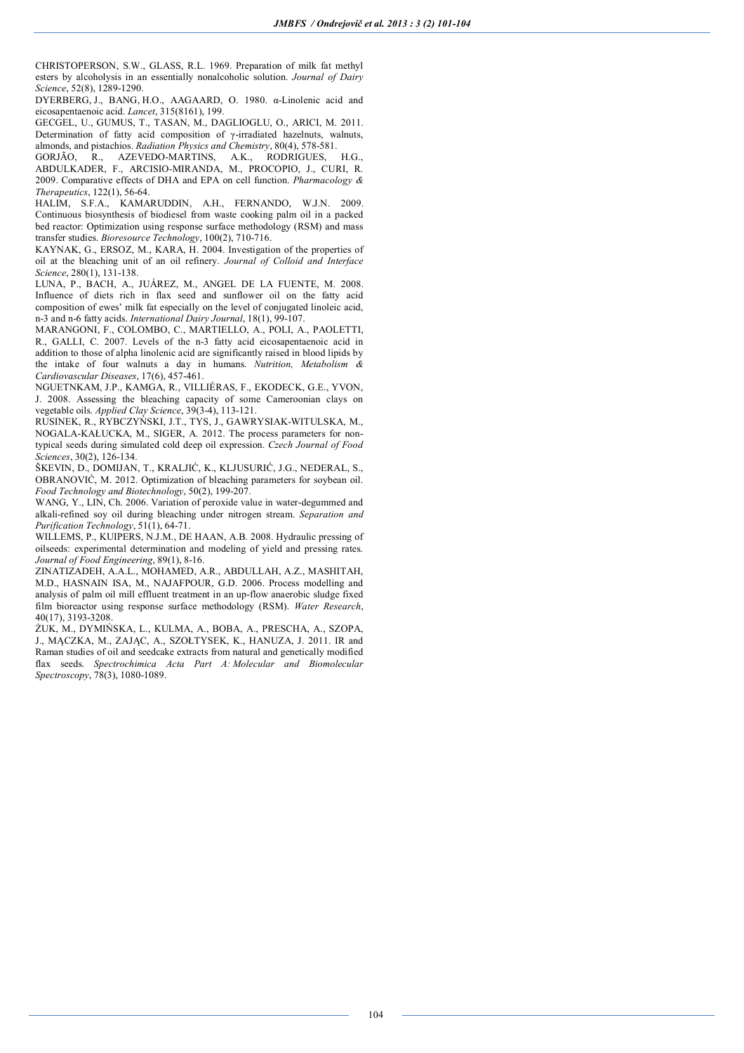CHRISTOPERSON, S.W., GLASS, R.L. 1969. Preparation of milk fat methyl esters by alcoholysis in an essentially nonalcoholic solution. *Journal of Dairy Science*, 52(8), 1289-1290.

DYERBERG, J., BANG, H.O., AAGAARD, O. 1980. α-Linolenic acid and eicosapentaenoic acid. *Lancet*, 315(8161), 199.

GECGEL, U., GUMUS, T., TASAN, M., DAGLIOGLU, O., ARICI, M. 2011. Determination of fatty acid composition of γ-irradiated hazelnuts, walnuts, almonds, and pistachios. *Radiation Physics and Chemistry*, 80(4), 578-581.

GORJÃO, R., AZEVEDO-MARTINS, A.K., RODRIGUES, H.G., ABDULKADER, F., ARCISIO-MIRANDA, M., PROCOPIO, J., CURI, R. 2009. Comparative effects of DHA and EPA on cell function. *Pharmacology & Therapeutics*, 122(1), 56-64.

HALIM, S.F.A., KAMARUDDIN, A.H., FERNANDO, W.J.N. 2009. Continuous biosynthesis of biodiesel from waste cooking palm oil in a packed bed reactor: Optimization using response surface methodology (RSM) and mass transfer studies. *Bioresource Technology*, 100(2), 710-716.

KAYNAK, G., ERSOZ, M., KARA, H. 2004. Investigation of the properties of oil at the bleaching unit of an oil refinery. *Journal of Colloid and Interface Science*, 280(1), 131-138.

LUNA, P., BACH, A., JUÁREZ, M., ANGEL DE LA FUENTE, M. 2008. Influence of diets rich in flax seed and sunflower oil on the fatty acid composition of ewes' milk fat especially on the level of conjugated linoleic acid, n-3 and n-6 fatty acids. *International Dairy Journal*, 18(1), 99-107.

MARANGONI, F., COLOMBO, C., MARTIELLO, A., POLI, A., PAOLETTI, R., GALLI, C. 2007. Levels of the n-3 fatty acid eicosapentaenoic acid in addition to those of alpha linolenic acid are significantly raised in blood lipids by the intake of four walnuts a day in humans. *Nutrition, Metabolism & Cardiovascular Diseases*, 17(6), 457-461.

NGUETNKAM, J.P., KAMGA, R., VILLIÉRAS, F., EKODECK, G.E., YVON, J. 2008. Assessing the bleaching capacity of some Cameroonian clays on vegetable oils. *Applied Clay Science*, 39(3-4), 113-121.

RUSINEK, R., RYBCZYŃSKI, J.T., TYS, J., GAWRYSIAK-WITULSKA, M., NOGALA-KAŁUCKA, M., SIGER, A. 2012. The process parameters for non-typical seeds during simulated cold deep oil expression. *Czech Journal of Food Sciences*, 30(2), 126-134.

ŠKEVIN, D., DOMIJAN, T., KRALJIĆ, K., KLJUSURIĆ, J.G., NEDERAL, S., OBRANOVIĆ, M. 2012. Optimization of bleaching parameters for soybean oil. *Food Technology and Biotechnology*, 50(2), 199-207.

WANG, Y., LIN, Ch. 2006. Variation of peroxide value in water-degummed and alkali-refined soy oil during bleaching under nitrogen stream. *Separation and Purification Technology*, 51(1), 64-71.

WILLEMS, P., KUIPERS, N.J.M., DE HAAN, A.B. 2008. Hydraulic pressing of oilseeds: experimental determination and modeling of yield and pressing rates. *Journal of Food Engineering*, 89(1), 8-16.

ZINATIZADEH, A.A.L., MOHAMED, A.R., ABDULLAH, A.Z., MASHITAH, M.D., HASNAIN ISA, M., NAJAFPOUR, G.D. 2006. Process modelling and analysis of palm oil mill effluent treatment in an up-flow anaerobic sludge fixed film bioreactor using response surface methodology (RSM). *Water Research*, 40(17), 3193-3208.

ŻUK, M., DYMIŃSKA, L., KULMA, A., BOBA, A., PRESCHA, A., SZOPA, J., MĄCZKA, M., ZAJĄC, A., SZOŁTYSEK, K., HANUZA, J. 2011. IR and Raman studies of oil and seedcake extracts from natural and genetically modified flax seeds. *Spectrochimica Acta Part A: Molecular and Biomolecular Spectroscopy*, 78(3), 1080-1089.